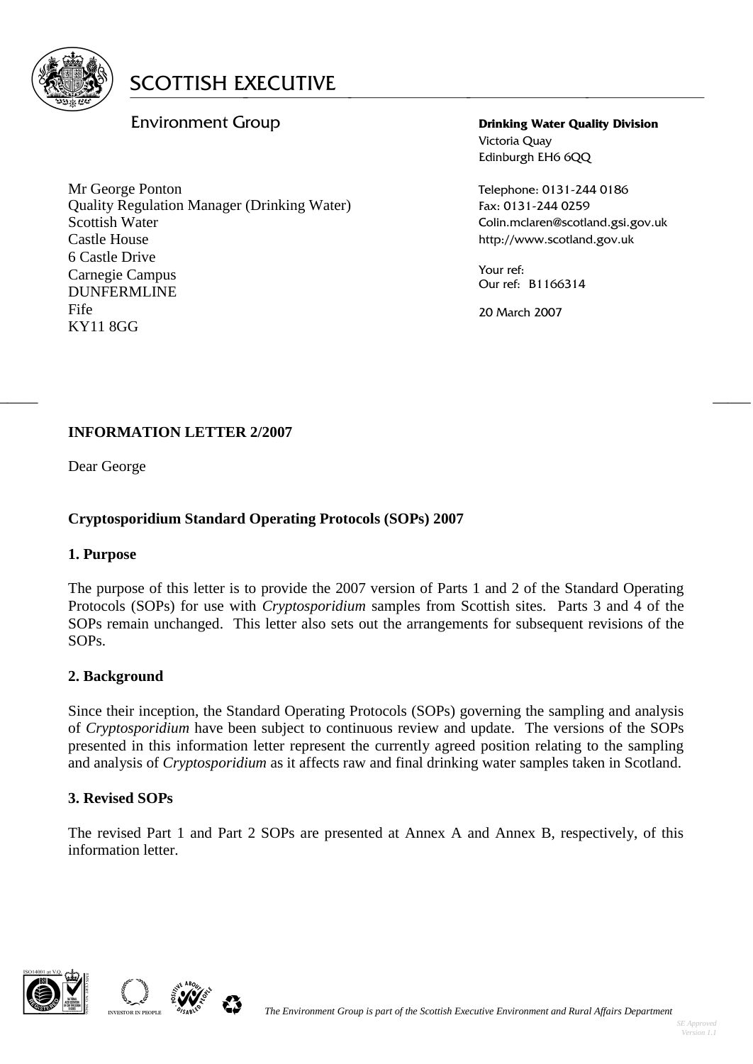# SCOTTISH EXECUTIVE

Environment Group

**Drinking Water Quality Division**
Victoria Quay
Edinburgh EH6 6QQ

Telephone: 0131-244 0186
Fax: 0131-244 0259
Colin.mclaren@scotland.gsi.gov.uk
http://www.scotland.gov.uk

Your ref:
Our ref: B1166314

20 March 2007

Mr George Ponton
Quality Regulation Manager (Drinking Water)
Scottish Water
Castle House
6 Castle Drive
Carnegie Campus
DUNFERMLINE
Fife
KY11 8GG

**INFORMATION LETTER 2/2007**

Dear George

**Cryptosporidium Standard Operating Protocols (SOPs) 2007**

**1. Purpose**

The purpose of this letter is to provide the 2007 version of Parts 1 and 2 of the Standard Operating Protocols (SOPs) for use with *Cryptosporidium* samples from Scottish sites. Parts 3 and 4 of the SOPs remain unchanged. This letter also sets out the arrangements for subsequent revisions of the SOPs.

**2. Background**

Since their inception, the Standard Operating Protocols (SOPs) governing the sampling and analysis of *Cryptosporidium* have been subject to continuous review and update. The versions of the SOPs presented in this information letter represent the currently agreed position relating to the sampling and analysis of *Cryptosporidium* as it affects raw and final drinking water samples taken in Scotland.

**3. Revised SOPs**

The revised Part 1 and Part 2 SOPs are presented at Annex A and Annex B, respectively, of this information letter.

*The Environment Group is part of the Scottish Executive Environment and Rural Affairs Department*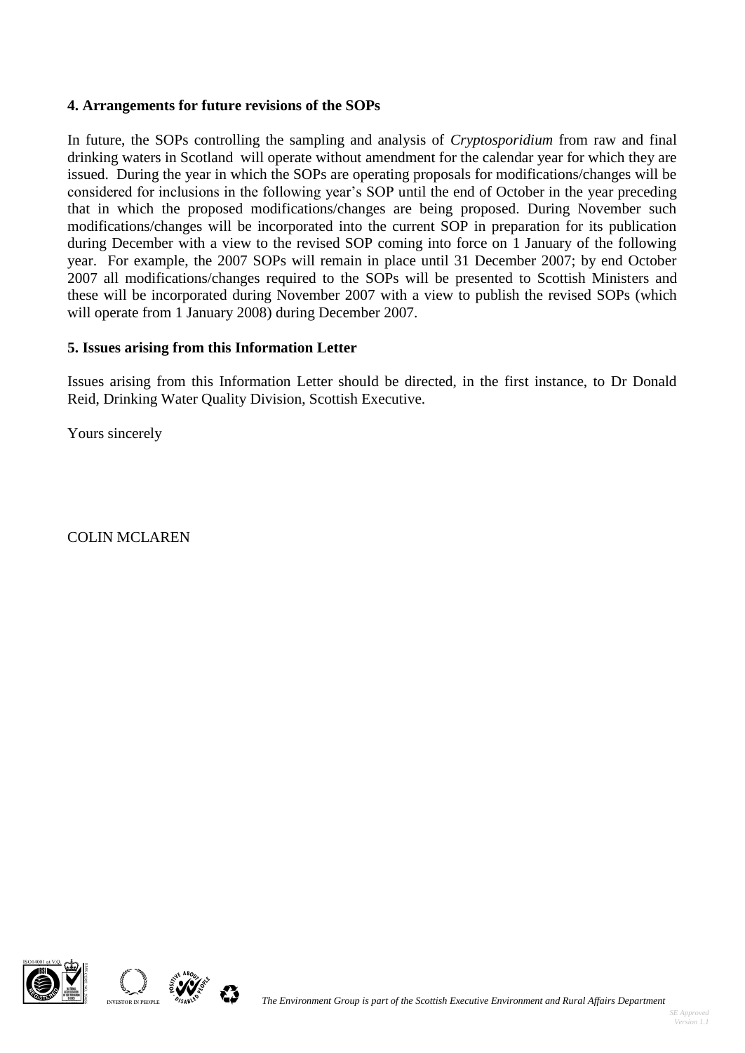**4. Arrangements for future revisions of the SOPs**

In future, the SOPs controlling the sampling and analysis of *Cryptosporidium* from raw and final drinking waters in Scotland will operate without amendment for the calendar year for which they are issued. During the year in which the SOPs are operating proposals for modifications/changes will be considered for inclusions in the following year's SOP until the end of October in the year preceding that in which the proposed modifications/changes are being proposed. During November such modifications/changes will be incorporated into the current SOP in preparation for its publication during December with a view to the revised SOP coming into force on 1 January of the following year. For example, the 2007 SOPs will remain in place until 31 December 2007; by end October 2007 all modifications/changes required to the SOPs will be presented to Scottish Ministers and these will be incorporated during November 2007 with a view to publish the revised SOPs (which will operate from 1 January 2008) during December 2007.

**5. Issues arising from this Information Letter**

Issues arising from this Information Letter should be directed, in the first instance, to Dr Donald Reid, Drinking Water Quality Division, Scottish Executive.

Yours sincerely

COLIN MCLAREN

*The Environment Group is part of the Scottish Executive Environment and Rural Affairs Department*